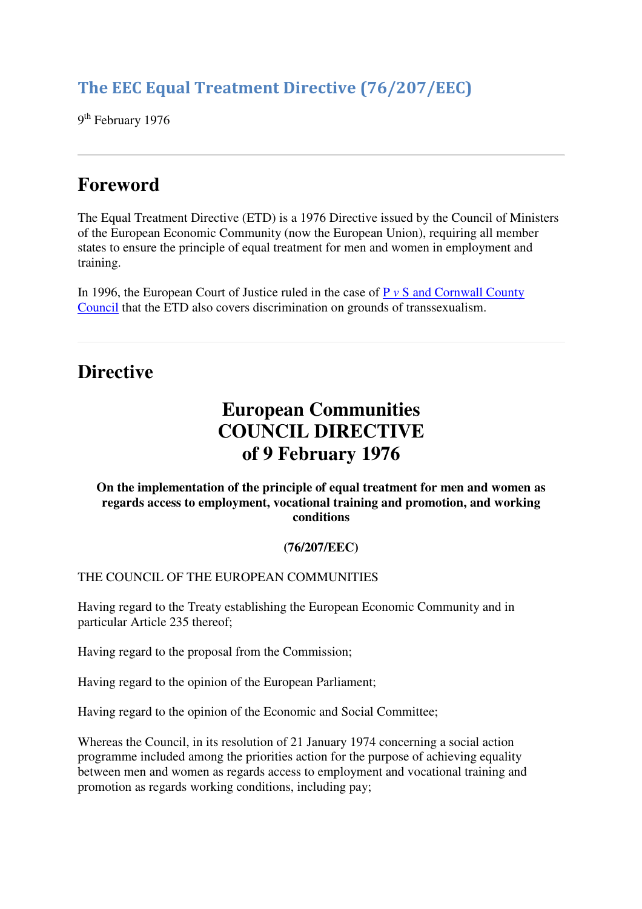# The EEC Equal Treatment Directive (76/207/EEC)

9th February 1976

---

## Foreword

The Equal Treatment Directive (ETD) is a 1976 Directive issued by the Council of Ministers of the European Economic Community (now the European Union), requiring all member states to ensure the principle of equal treatment for men and women in employment and training.

In 1996, the European Court of Justice ruled in the case of P *v* S and Cornwall County Council that the ETD also covers discrimination on grounds of transsexualism.

---

## Directive

### European Communities
### COUNCIL DIRECTIVE
### of 9 February 1976

**On the implementation of the principle of equal treatment for men and women as regards access to employment, vocational training and promotion, and working conditions**

**(76/207/EEC)**

THE COUNCIL OF THE EUROPEAN COMMUNITIES

Having regard to the Treaty establishing the European Economic Community and in particular Article 235 thereof;

Having regard to the proposal from the Commission;

Having regard to the opinion of the European Parliament;

Having regard to the opinion of the Economic and Social Committee;

Whereas the Council, in its resolution of 21 January 1974 concerning a social action programme included among the priorities action for the purpose of achieving equality between men and women as regards access to employment and vocational training and promotion as regards working conditions, including pay;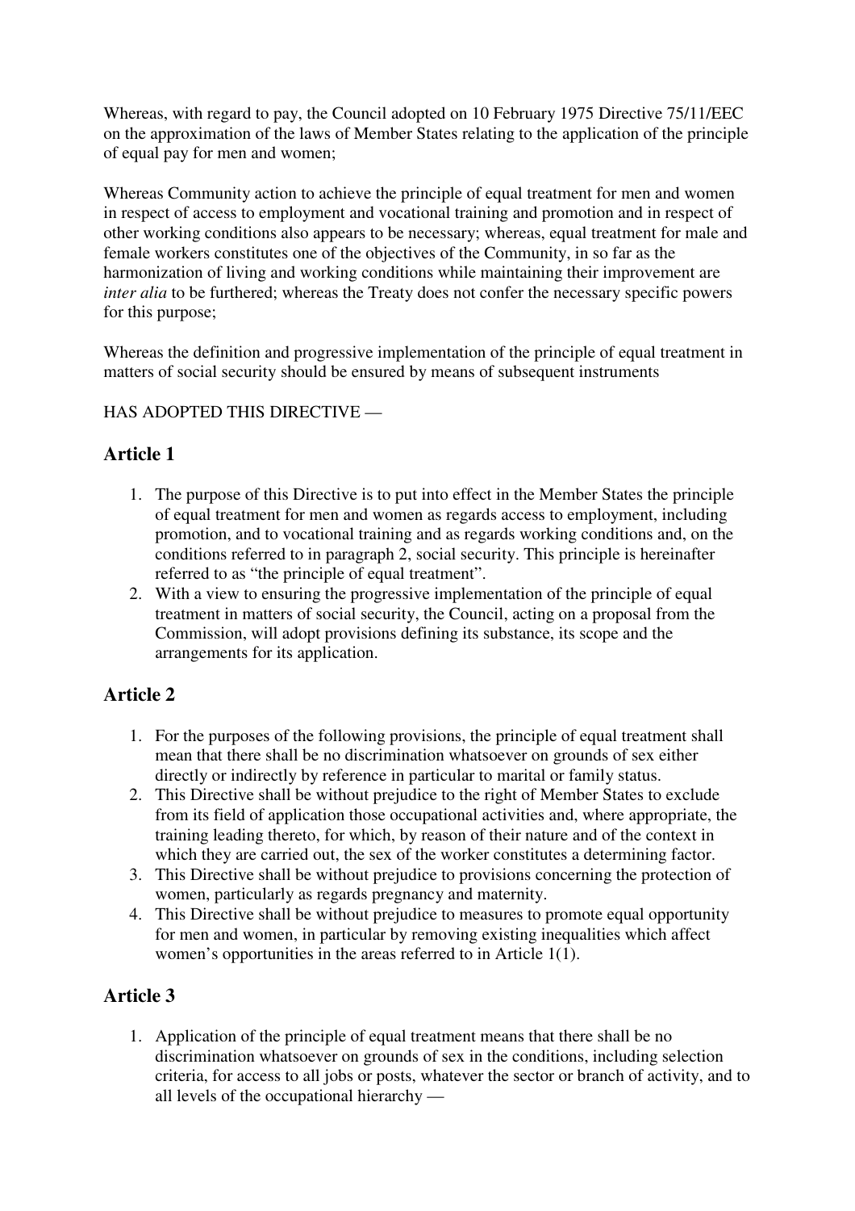Whereas, with regard to pay, the Council adopted on 10 February 1975 Directive 75/11/EEC on the approximation of the laws of Member States relating to the application of the principle of equal pay for men and women;

Whereas Community action to achieve the principle of equal treatment for men and women in respect of access to employment and vocational training and promotion and in respect of other working conditions also appears to be necessary; whereas, equal treatment for male and female workers constitutes one of the objectives of the Community, in so far as the harmonization of living and working conditions while maintaining their improvement are *inter alia* to be furthered; whereas the Treaty does not confer the necessary specific powers for this purpose;

Whereas the definition and progressive implementation of the principle of equal treatment in matters of social security should be ensured by means of subsequent instruments

HAS ADOPTED THIS DIRECTIVE —

## Article 1

1. The purpose of this Directive is to put into effect in the Member States the principle of equal treatment for men and women as regards access to employment, including promotion, and to vocational training and as regards working conditions and, on the conditions referred to in paragraph 2, social security. This principle is hereinafter referred to as "the principle of equal treatment".
2. With a view to ensuring the progressive implementation of the principle of equal treatment in matters of social security, the Council, acting on a proposal from the Commission, will adopt provisions defining its substance, its scope and the arrangements for its application.

## Article 2

1. For the purposes of the following provisions, the principle of equal treatment shall mean that there shall be no discrimination whatsoever on grounds of sex either directly or indirectly by reference in particular to marital or family status.
2. This Directive shall be without prejudice to the right of Member States to exclude from its field of application those occupational activities and, where appropriate, the training leading thereto, for which, by reason of their nature and of the context in which they are carried out, the sex of the worker constitutes a determining factor.
3. This Directive shall be without prejudice to provisions concerning the protection of women, particularly as regards pregnancy and maternity.
4. This Directive shall be without prejudice to measures to promote equal opportunity for men and women, in particular by removing existing inequalities which affect women's opportunities in the areas referred to in Article 1(1).

## Article 3

1. Application of the principle of equal treatment means that there shall be no discrimination whatsoever on grounds of sex in the conditions, including selection criteria, for access to all jobs or posts, whatever the sector or branch of activity, and to all levels of the occupational hierarchy —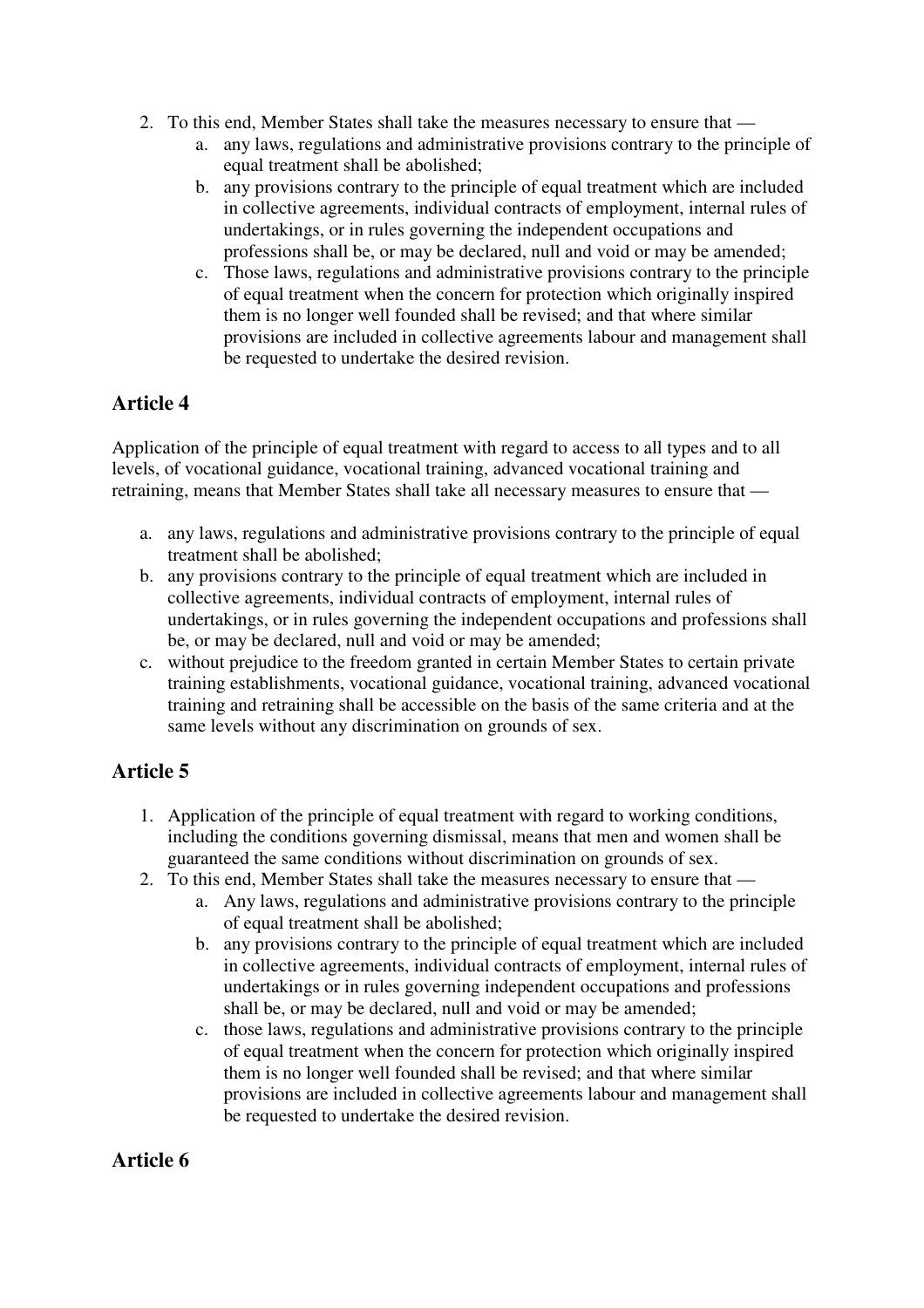2. To this end, Member States shall take the measures necessary to ensure that —
    a. any laws, regulations and administrative provisions contrary to the principle of equal treatment shall be abolished;
    b. any provisions contrary to the principle of equal treatment which are included in collective agreements, individual contracts of employment, internal rules of undertakings, or in rules governing the independent occupations and professions shall be, or may be declared, null and void or may be amended;
    c. Those laws, regulations and administrative provisions contrary to the principle of equal treatment when the concern for protection which originally inspired them is no longer well founded shall be revised; and that where similar provisions are included in collective agreements labour and management shall be requested to undertake the desired revision.

## Article 4

Application of the principle of equal treatment with regard to access to all types and to all levels, of vocational guidance, vocational training, advanced vocational training and retraining, means that Member States shall take all necessary measures to ensure that —

a. any laws, regulations and administrative provisions contrary to the principle of equal treatment shall be abolished;
b. any provisions contrary to the principle of equal treatment which are included in collective agreements, individual contracts of employment, internal rules of undertakings, or in rules governing the independent occupations and professions shall be, or may be declared, null and void or may be amended;
c. without prejudice to the freedom granted in certain Member States to certain private training establishments, vocational guidance, vocational training, advanced vocational training and retraining shall be accessible on the basis of the same criteria and at the same levels without any discrimination on grounds of sex.

## Article 5

1. Application of the principle of equal treatment with regard to working conditions, including the conditions governing dismissal, means that men and women shall be guaranteed the same conditions without discrimination on grounds of sex.
2. To this end, Member States shall take the measures necessary to ensure that —
    a. Any laws, regulations and administrative provisions contrary to the principle of equal treatment shall be abolished;
    b. any provisions contrary to the principle of equal treatment which are included in collective agreements, individual contracts of employment, internal rules of undertakings or in rules governing independent occupations and professions shall be, or may be declared, null and void or may be amended;
    c. those laws, regulations and administrative provisions contrary to the principle of equal treatment when the concern for protection which originally inspired them is no longer well founded shall be revised; and that where similar provisions are included in collective agreements labour and management shall be requested to undertake the desired revision.

## Article 6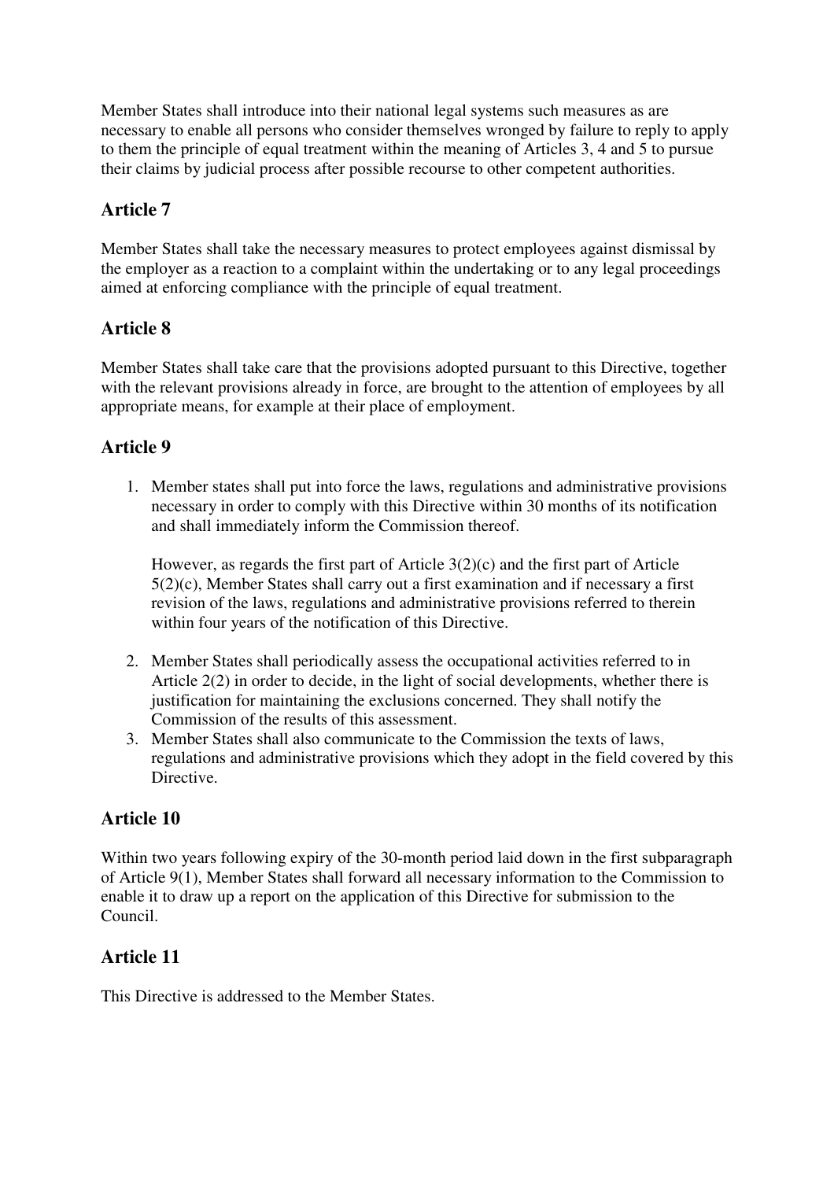Member States shall introduce into their national legal systems such measures as are necessary to enable all persons who consider themselves wronged by failure to reply to apply to them the principle of equal treatment within the meaning of Articles 3, 4 and 5 to pursue their claims by judicial process after possible recourse to other competent authorities.

## Article 7

Member States shall take the necessary measures to protect employees against dismissal by the employer as a reaction to a complaint within the undertaking or to any legal proceedings aimed at enforcing compliance with the principle of equal treatment.

## Article 8

Member States shall take care that the provisions adopted pursuant to this Directive, together with the relevant provisions already in force, are brought to the attention of employees by all appropriate means, for example at their place of employment.

## Article 9

1. Member states shall put into force the laws, regulations and administrative provisions necessary in order to comply with this Directive within 30 months of its notification and shall immediately inform the Commission thereof.

   However, as regards the first part of Article 3(2)(c) and the first part of Article 5(2)(c), Member States shall carry out a first examination and if necessary a first revision of the laws, regulations and administrative provisions referred to therein within four years of the notification of this Directive.

2. Member States shall periodically assess the occupational activities referred to in Article 2(2) in order to decide, in the light of social developments, whether there is justification for maintaining the exclusions concerned. They shall notify the Commission of the results of this assessment.
3. Member States shall also communicate to the Commission the texts of laws, regulations and administrative provisions which they adopt in the field covered by this Directive.

## Article 10

Within two years following expiry of the 30-month period laid down in the first subparagraph of Article 9(1), Member States shall forward all necessary information to the Commission to enable it to draw up a report on the application of this Directive for submission to the Council.

## Article 11

This Directive is addressed to the Member States.